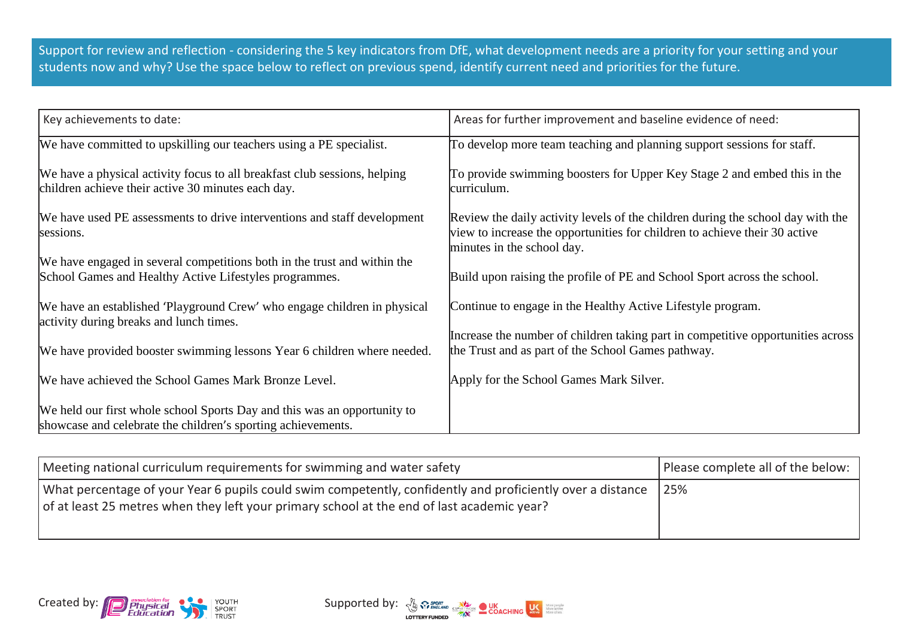Support for review and reflection - considering the 5 key indicators from DfE, what development needs are a priority for your setting and your students now and why? Use the space below to reflect on previous spend, identify current need and priorities for the future.

| Key achievements to date: | Areas for further improvement and baseline evidence of need: |
|---|---|
| We have committed to upskilling our teachers using a PE specialist.<br><br>We have a physical activity focus to all breakfast club sessions, helping children achieve their active 30 minutes each day.<br><br>We have used PE assessments to drive interventions and staff development sessions.<br><br>We have engaged in several competitions both in the trust and within the School Games and Healthy Active Lifestyles programmes.<br><br>We have an established 'Playground Crew' who engage children in physical activity during breaks and lunch times.<br><br>We have provided booster swimming lessons Year 6 children where needed.<br><br>We have achieved the School Games Mark Bronze Level.<br><br>We held our first whole school Sports Day and this was an opportunity to showcase and celebrate the children's sporting achievements. | To develop more team teaching and planning support sessions for staff.<br><br>To provide swimming boosters for Upper Key Stage 2 and embed this in the curriculum.<br><br>Review the daily activity levels of the children during the school day with the view to increase the opportunities for children to achieve their 30 active minutes in the school day.<br><br>Build upon raising the profile of PE and School Sport across the school.<br><br>Continue to engage in the Healthy Active Lifestyle program.<br><br>Increase the number of children taking part in competitive opportunities across the Trust and as part of the School Games pathway.<br><br>Apply for the School Games Mark Silver. |

| Meeting national curriculum requirements for swimming and water safety | Please complete all of the below: |
|---|---|
| What percentage of your Year 6 pupils could swim competently, confidently and proficiently over a distance of at least 25 metres when they left your primary school at the end of last academic year? | 25% |

Created by: association for Physical Education, Youth Sport Trust

Supported by: Sport England, CSPN, UK Coaching, UK Active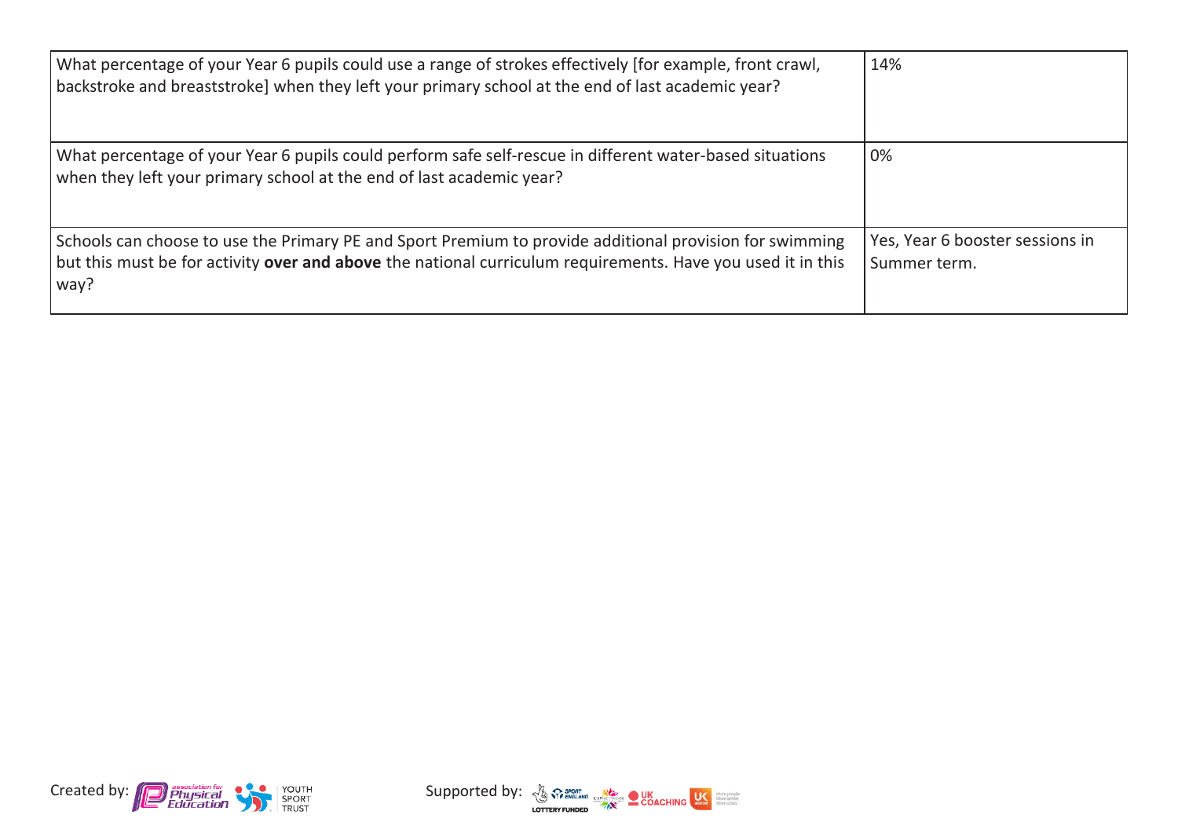| | |
|---|---|
| What percentage of your Year 6 pupils could use a range of strokes effectively [for example, front crawl, backstroke and breaststroke] when they left your primary school at the end of last academic year? | 14% |
| What percentage of your Year 6 pupils could perform safe self-rescue in different water-based situations when they left your primary school at the end of last academic year? | 0% |
| Schools can choose to use the Primary PE and Sport Premium to provide additional provision for swimming but this must be for activity **over and above** the national curriculum requirements. Have you used it in this way? | Yes, Year 6 booster sessions in Summer term. |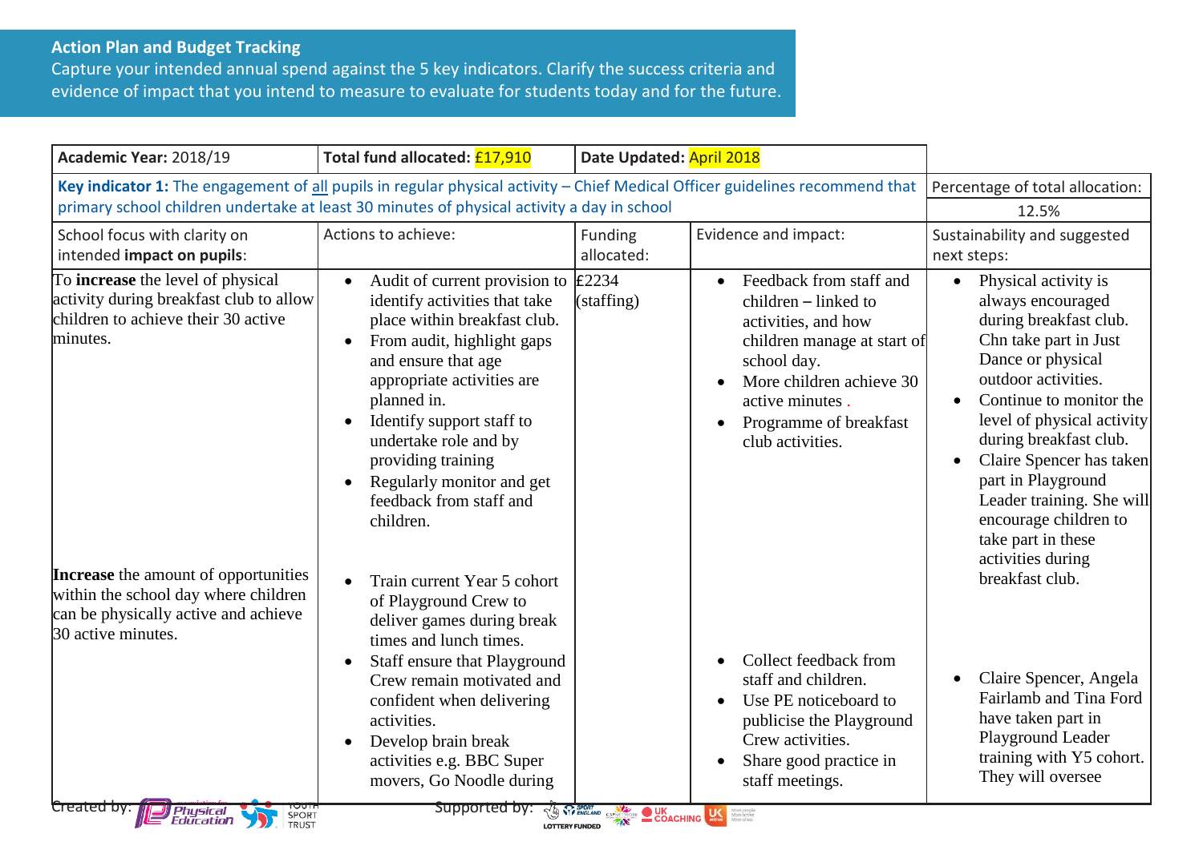## Action Plan and Budget Tracking

Capture your intended annual spend against the 5 key indicators. Clarify the success criteria and evidence of impact that you intend to measure to evaluate for students today and for the future.

| **Academic Year:** 2018/19 | **Total fund allocated:** £17,910 | **Date Updated:** April 2018 | | |
|---|---|---|---|---|
| **Key indicator 1:** The engagement of all pupils in regular physical activity – Chief Medical Officer guidelines recommend that primary school children undertake at least 30 minutes of physical activity a day in school | | | | Percentage of total allocation: 12.5% |
| School focus with clarity on intended **impact on pupils**: | Actions to achieve: | Funding allocated: | Evidence and impact: | Sustainability and suggested next steps: |
| To **increase** the level of physical activity during breakfast club to allow children to achieve their 30 active minutes. | • Audit of current provision to identify activities that take place within breakfast club.<br>• From audit, highlight gaps and ensure that age appropriate activities are planned in.<br>• Identify support staff to undertake role and by providing training<br>• Regularly monitor and get feedback from staff and children. | £2234 (staffing) | • Feedback from staff and children – linked to activities, and how children manage at start of school day.<br>• More children achieve 30 active minutes .<br>• Programme of breakfast club activities. | • Physical activity is always encouraged during breakfast club. Chn take part in Just Dance or physical outdoor activities.<br>• Continue to monitor the level of physical activity during breakfast club.<br>• Claire Spencer has taken part in Playground Leader training. She will encourage children to take part in these activities during breakfast club. |
| **Increase** the amount of opportunities within the school day where children can be physically active and achieve 30 active minutes. | • Train current Year 5 cohort of Playground Crew to deliver games during break times and lunch times.<br>• Staff ensure that Playground Crew remain motivated and confident when delivering activities.<br>• Develop brain break activities e.g. BBC Super movers, Go Noodle during | | • Collect feedback from staff and children.<br>• Use PE noticeboard to publicise the Playground Crew activities.<br>• Share good practice in staff meetings. | • Claire Spencer, Angela Fairlamb and Tina Ford have taken part in Playground Leader training with Y5 cohort. They will oversee |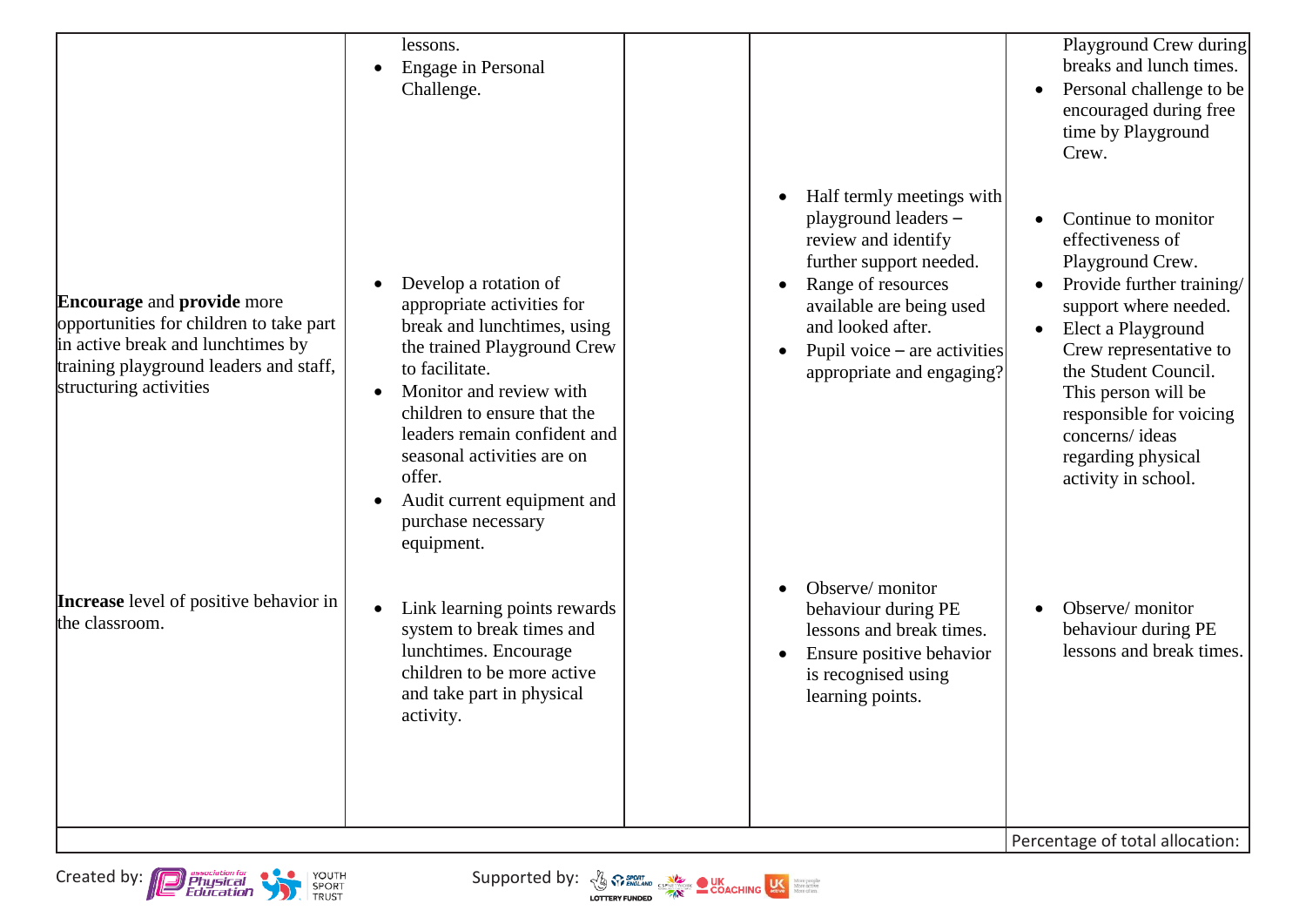| | | | | |
|---|---|---|---|---|
| | lessons.<br>• Engage in Personal Challenge. | | | Playground Crew during breaks and lunch times.<br>• Personal challenge to be encouraged during free time by Playground Crew. |
| **Encourage** and **provide** more opportunities for children to take part in active break and lunchtimes by training playground leaders and staff, structuring activities | • Develop a rotation of appropriate activities for break and lunchtimes, using the trained Playground Crew to facilitate.<br>• Monitor and review with children to ensure that the leaders remain confident and seasonal activities are on offer.<br>• Audit current equipment and purchase necessary equipment. | | • Half termly meetings with playground leaders – review and identify further support needed.<br>• Range of resources available are being used and looked after.<br>• Pupil voice – are activities appropriate and engaging? | • Continue to monitor effectiveness of Playground Crew.<br>• Provide further training/ support where needed.<br>• Elect a Playground Crew representative to the Student Council. This person will be responsible for voicing concerns/ ideas regarding physical activity in school. |
| **Increase** level of positive behavior in the classroom. | • Link learning points rewards system to break times and lunchtimes. Encourage children to be more active and take part in physical activity. | | • Observe/ monitor behaviour during PE lessons and break times.<br>• Ensure positive behavior is recognised using learning points. | • Observe/ monitor behaviour during PE lessons and break times. |
| | | | | Percentage of total allocation: |

Created by: Association for Physical Education, Youth Sport Trust

Supported by: Sport England, CSPN, UK Coaching, UK Active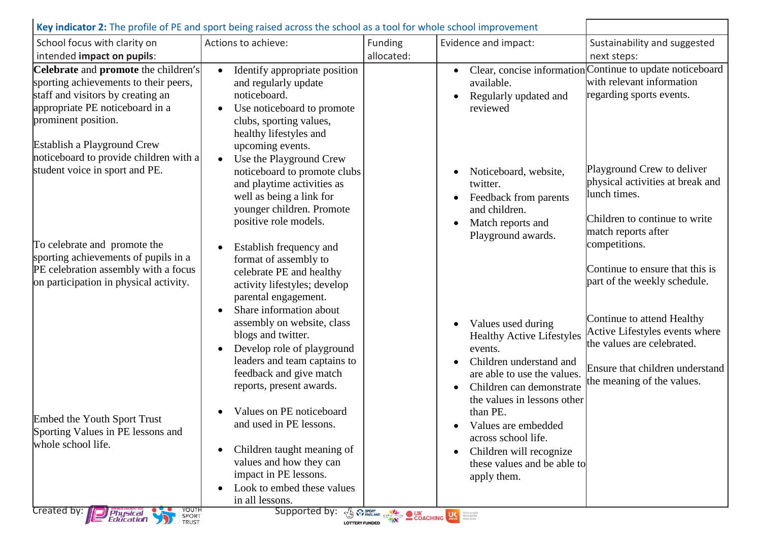**Key indicator 2:** The profile of PE and sport being raised across the school as a tool for whole school improvement

| School focus with clarity on intended **impact on pupils**: | Actions to achieve: | Funding allocated: | Evidence and impact: | Sustainability and suggested next steps: |
|---|---|---|---|---|
| **Celebrate** and **promote** the children's sporting achievements to their peers, staff and visitors by creating an appropriate PE noticeboard in a prominent position.<br><br>Establish a Playground Crew noticeboard to provide children with a student voice in sport and PE.<br><br>To celebrate and promote the sporting achievements of pupils in a PE celebration assembly with a focus on participation in physical activity.<br><br>Embed the Youth Sport Trust Sporting Values in PE lessons and whole school life. | • Identify appropriate position and regularly update noticeboard.<br>• Use noticeboard to promote clubs, sporting values, healthy lifestyles and upcoming events.<br>• Use the Playground Crew noticeboard to promote clubs and playtime activities as well as being a link for younger children. Promote positive role models.<br>• Establish frequency and format of assembly to celebrate PE and healthy activity lifestyles; develop parental engagement.<br>• Share information about assembly on website, class blogs and twitter.<br>• Develop role of playground leaders and team captains to feedback and give match reports, present awards.<br>• Values on PE noticeboard and used in PE lessons.<br>• Children taught meaning of values and how they can impact in PE lessons.<br>• Look to embed these values in all lessons. | | • Clear, concise information available.<br>• Regularly updated and reviewed<br>• Noticeboard, website, twitter.<br>• Feedback from parents and children.<br>• Match reports and Playground awards.<br>• Values used during Healthy Active Lifestyles events.<br>• Children understand and are able to use the values.<br>• Children can demonstrate the values in lessons other than PE.<br>• Values are embedded across school life.<br>• Children will recognize these values and be able to apply them. | Continue to update noticeboard with relevant information regarding sports events.<br><br>Playground Crew to deliver physical activities at break and lunch times.<br><br>Children to continue to write match reports after competitions.<br><br>Continue to ensure that this is part of the weekly schedule.<br><br>Continue to attend Healthy Active Lifestyles events where the values are celebrated.<br><br>Ensure that children understand the meaning of the values. |

Created by: Association for Physical Education, Youth Sport Trust    Supported by: Sport England, CSPN, UK Coaching, UK Active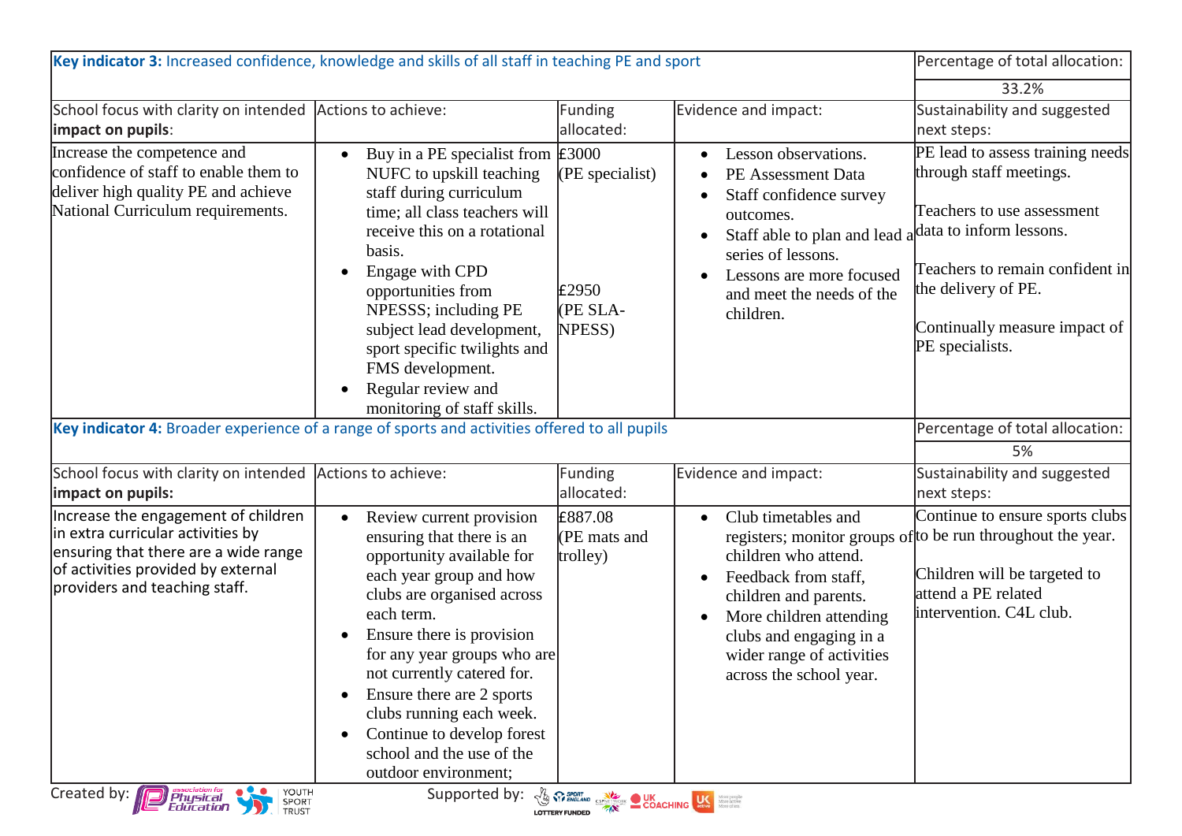| **Key indicator 3:** Increased confidence, knowledge and skills of all staff in teaching PE and sport | | | | Percentage of total allocation: |
|---|---|---|---|---|
| | | | | 33.2% |
| School focus with clarity on intended **impact on pupils**: | Actions to achieve: | Funding allocated: | Evidence and impact: | Sustainability and suggested next steps: |
| Increase the competence and confidence of staff to enable them to deliver high quality PE and achieve National Curriculum requirements. | • Buy in a PE specialist from NUFC to upskill teaching staff during curriculum time; all class teachers will receive this on a rotational basis.<br>• Engage with CPD opportunities from NPESSS; including PE subject lead development, sport specific twilights and FMS development.<br>• Regular review and monitoring of staff skills. | £3000 (PE specialist)<br><br>£2950 (PE SLA-NPESS) | • Lesson observations.<br>• PE Assessment Data<br>• Staff confidence survey outcomes.<br>• Staff able to plan and lead a series of lessons.<br>• Lessons are more focused and meet the needs of the children. | PE lead to assess training needs through staff meetings.<br><br>Teachers to use assessment data to inform lessons.<br><br>Teachers to remain confident in the delivery of PE.<br><br>Continually measure impact of PE specialists. |
| **Key indicator 4:** Broader experience of a range of sports and activities offered to all pupils | | | | Percentage of total allocation: |
| | | | | 5% |
| School focus with clarity on intended **impact on pupils:** | Actions to achieve: | Funding allocated: | Evidence and impact: | Sustainability and suggested next steps: |
| Increase the engagement of children in extra curricular activities by ensuring that there are a wide range of activities provided by external providers and teaching staff. | • Review current provision ensuring that there is an opportunity available for each year group and how clubs are organised across each term.<br>• Ensure there is provision for any year groups who are not currently catered for.<br>• Ensure there are 2 sports clubs running each week.<br>• Continue to develop forest school and the use of the outdoor environment; | £887.08 (PE mats and trolley) | • Club timetables and registers; monitor groups of children who attend.<br>• Feedback from staff, children and parents.<br>• More children attending clubs and engaging in a wider range of activities across the school year. | Continue to ensure sports clubs to be run throughout the year.<br><br>Children will be targeted to attend a PE related intervention. C4L club. |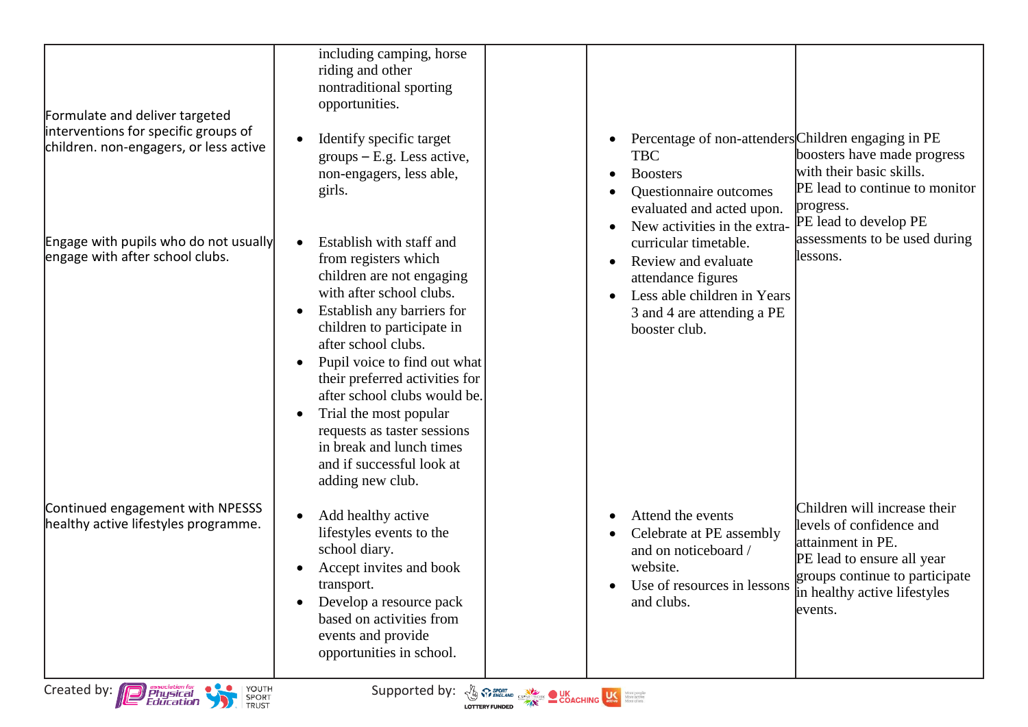| | | | | |
|---|---|---|---|---|
| | including camping, horse riding and other nontraditional sporting opportunities. | | | |
| Formulate and deliver targeted interventions for specific groups of children. non-engagers, or less active | • Identify specific target groups – E.g. Less active, non-engagers, less able, girls. | | • Percentage of non-attenders TBC<br>• Boosters<br>• Questionnaire outcomes evaluated and acted upon.<br>• New activities in the extra-curricular timetable.<br>• Review and evaluate attendance figures<br>• Less able children in Years 3 and 4 are attending a PE booster club. | Children engaging in PE boosters have made progress with their basic skills.<br>PE lead to continue to monitor progress.<br>PE lead to develop PE assessments to be used during lessons. |
| Engage with pupils who do not usually engage with after school clubs. | • Establish with staff and from registers which children are not engaging with after school clubs.<br>• Establish any barriers for children to participate in after school clubs.<br>• Pupil voice to find out what their preferred activities for after school clubs would be.<br>• Trial the most popular requests as taster sessions in break and lunch times and if successful look at adding new club. | | | |
| Continued engagement with NPESSS healthy active lifestyles programme. | • Add healthy active lifestyles events to the school diary.<br>• Accept invites and book transport.<br>• Develop a resource pack based on activities from events and provide opportunities in school. | | • Attend the events<br>• Celebrate at PE assembly and on noticeboard / website.<br>• Use of resources in lessons and clubs. | Children will increase their levels of confidence and attainment in PE.<br>PE lead to ensure all year groups continue to participate in healthy active lifestyles events. |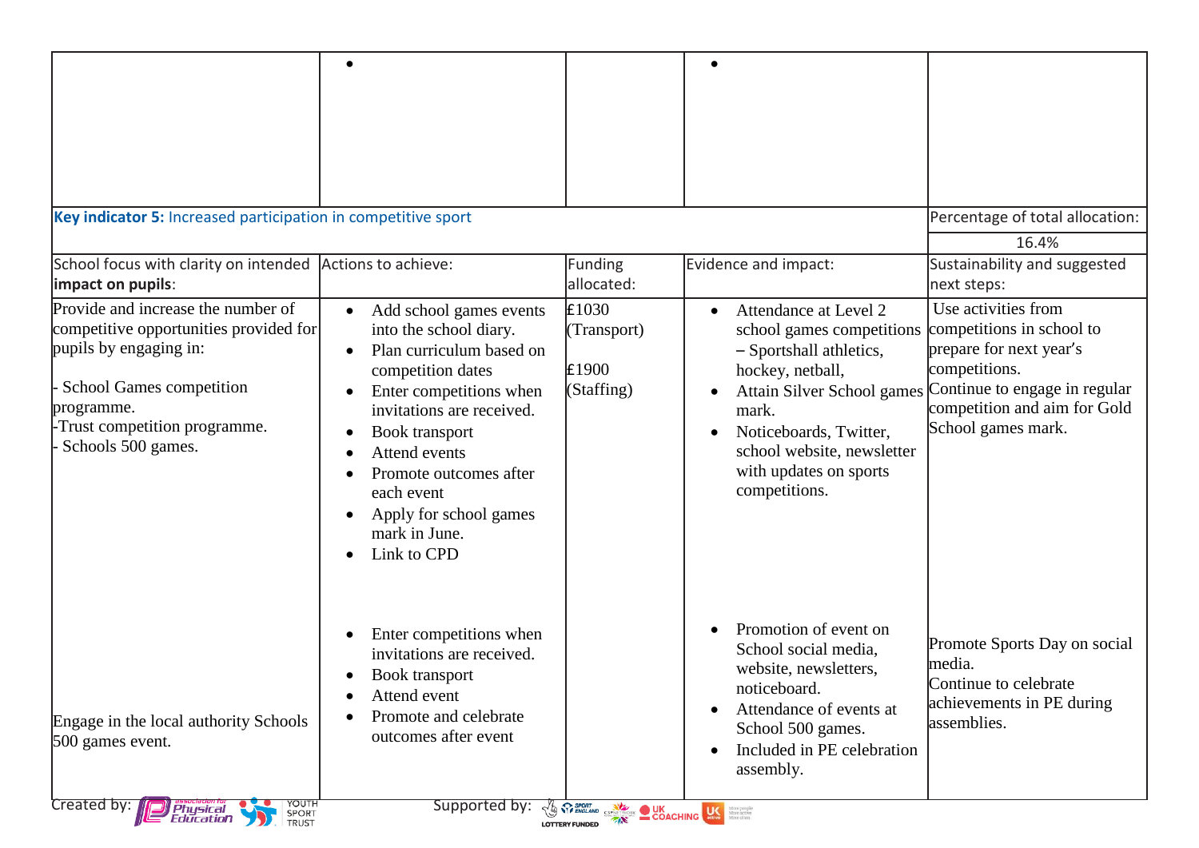| | | | | |
|---|---|---|---|---|
| | • | | • | |

| **Key indicator 5:** Increased participation in competitive sport | | | | Percentage of total allocation: |
|---|---|---|---|---|
| | | | | 16.4% |
| School focus with clarity on intended **impact on pupils**: | Actions to achieve: | Funding allocated: | Evidence and impact: | Sustainability and suggested next steps: |
| Provide and increase the number of competitive opportunities provided for pupils by engaging in:<br><br>- School Games competition programme.<br>-Trust competition programme.<br>- Schools 500 games. | • Add school games events into the school diary.<br>• Plan curriculum based on competition dates<br>• Enter competitions when invitations are received.<br>• Book transport<br>• Attend events<br>• Promote outcomes after each event<br>• Apply for school games mark in June.<br>• Link to CPD | £1030 (Transport)<br><br>£1900 (Staffing) | • Attendance at Level 2 school games competitions – Sportshall athletics, hockey, netball,<br>• Attain Silver School games mark.<br>• Noticeboards, Twitter, school website, newsletter with updates on sports competitions. | Use activities from competitions in school to prepare for next year's competitions.<br>Continue to engage in regular competition and aim for Gold School games mark. |
| Engage in the local authority Schools 500 games event. | • Enter competitions when invitations are received.<br>• Book transport<br>• Attend event<br>• Promote and celebrate outcomes after event | | • Promotion of event on School social media, website, newsletters, noticeboard.<br>• Attendance of events at School 500 games.<br>• Included in PE celebration assembly. | Promote Sports Day on social media.<br>Continue to celebrate achievements in PE during assemblies. |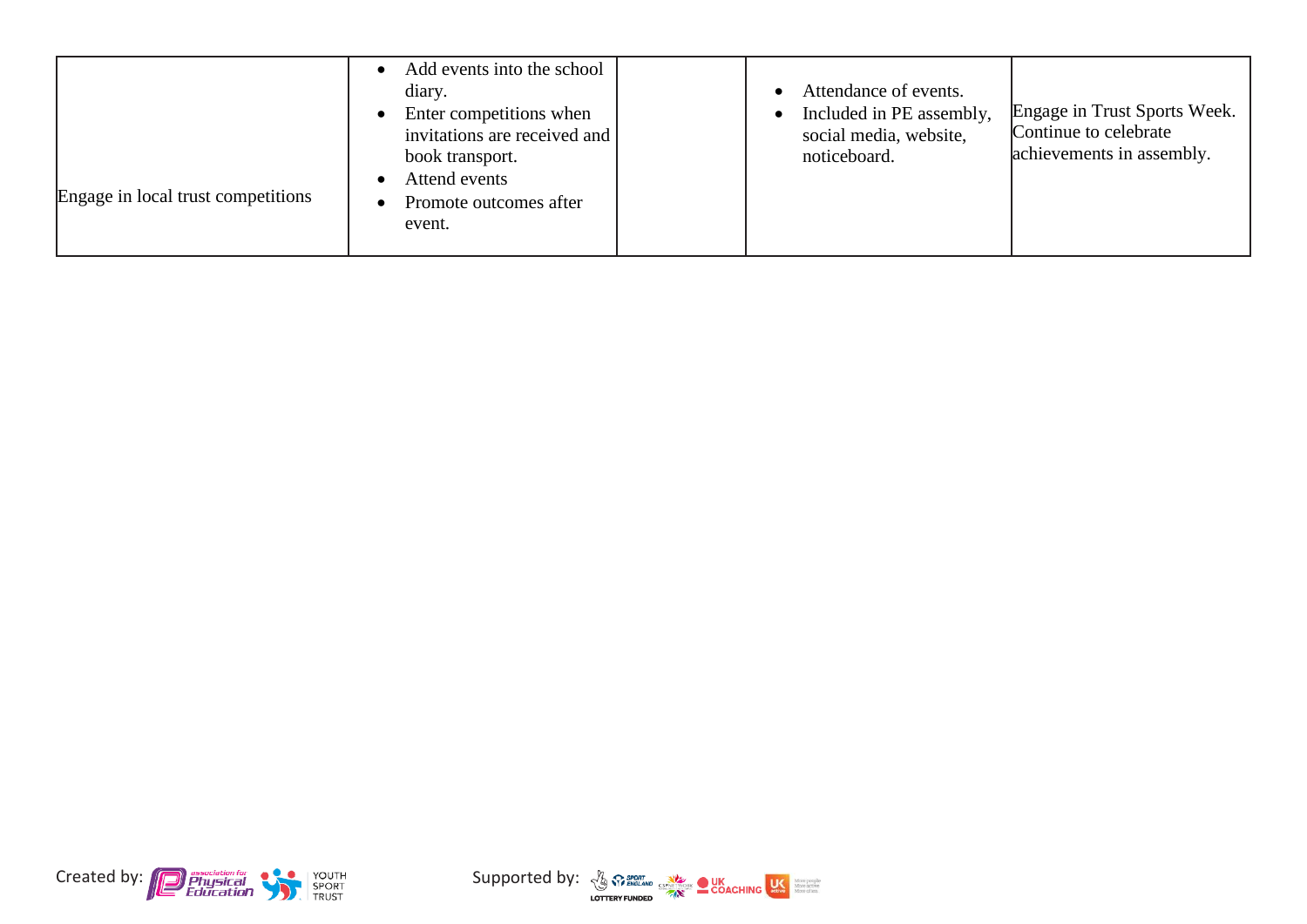| | | | | |
|---|---|---|---|---|
| Engage in local trust competitions | • Add events into the school diary.<br>• Enter competitions when invitations are received and book transport.<br>• Attend events<br>• Promote outcomes after event. | | • Attendance of events.<br>• Included in PE assembly, social media, website, noticeboard. | Engage in Trust Sports Week. Continue to celebrate achievements in assembly. |